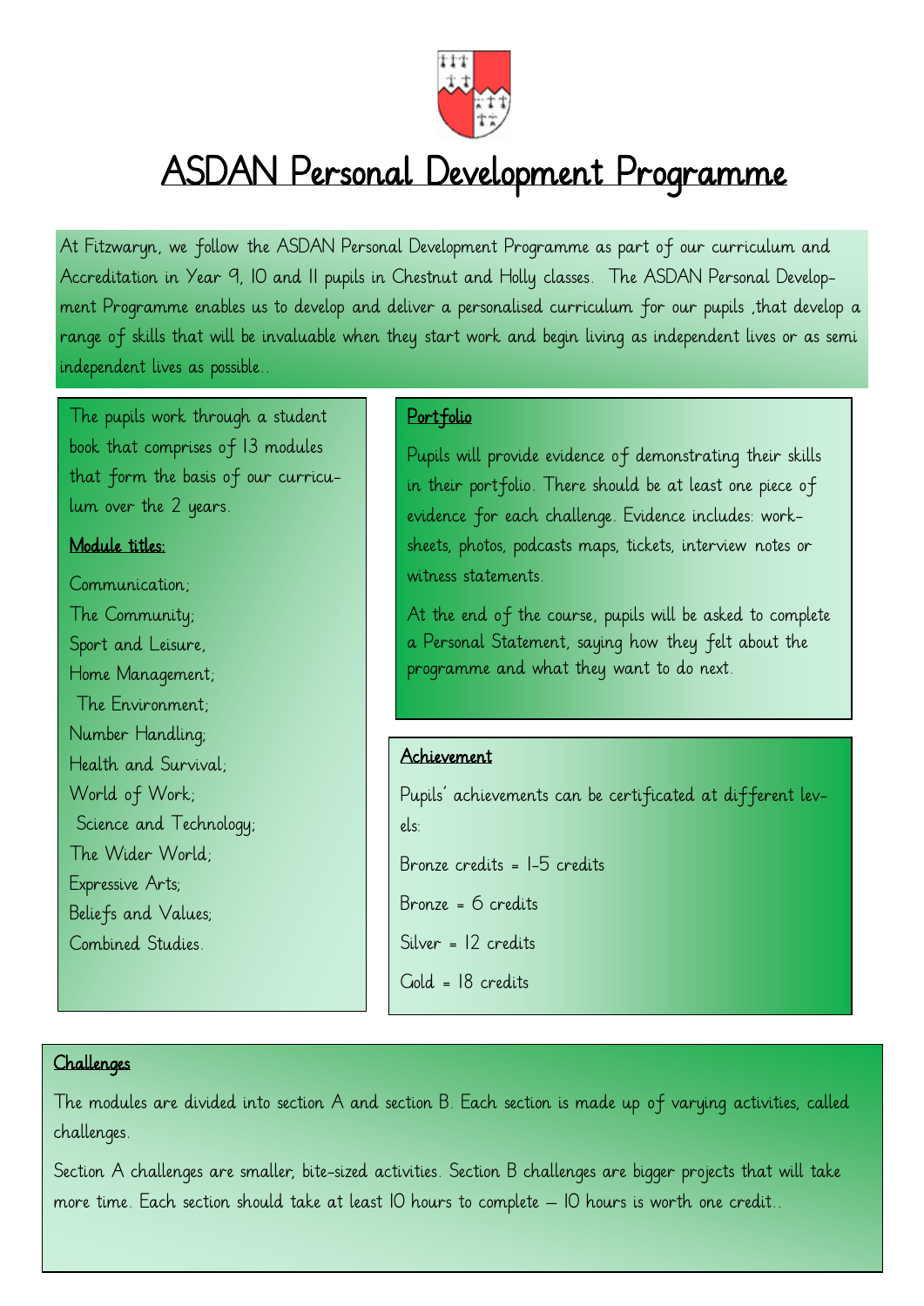# ASDAN Personal Development Programme

At Fitzwaryn, we follow the ASDAN Personal Development Programme as part of our curriculum and Accreditation in Year 9, 10 and 11 pupils in Chestnut and Holly classes. The ASDAN Personal Development Programme enables us to develop and deliver a personalised curriculum for our pupils ,that develop a range of skills that will be invaluable when they start work and begin living as independent lives or as semi independent lives as possible..

The pupils work through a student book that comprises of 13 modules that form the basis of our curriculum over the 2 years.

**Module titles:**

Communication;
The Community;
Sport and Leisure,
Home Management;
The Environment;
Number Handling;
Health and Survival;
World of Work;
Science and Technology;
The Wider World;
Expressive Arts;
Beliefs and Values;
Combined Studies.

## Portfolio

Pupils will provide evidence of demonstrating their skills in their portfolio. There should be at least one piece of evidence for each challenge. Evidence includes: worksheets, photos, podcasts maps, tickets, interview notes or witness statements.

At the end of the course, pupils will be asked to complete a Personal Statement, saying how they felt about the programme and what they want to do next.

## Achievement

Pupils' achievements can be certificated at different levels:

Bronze credits = 1-5 credits

Bronze = 6 credits

Silver = 12 credits

Gold = 18 credits

## Challenges

The modules are divided into section A and section B. Each section is made up of varying activities, called challenges.

Section A challenges are smaller, bite-sized activities. Section B challenges are bigger projects that will take more time. Each section should take at least 10 hours to complete – 10 hours is worth one credit..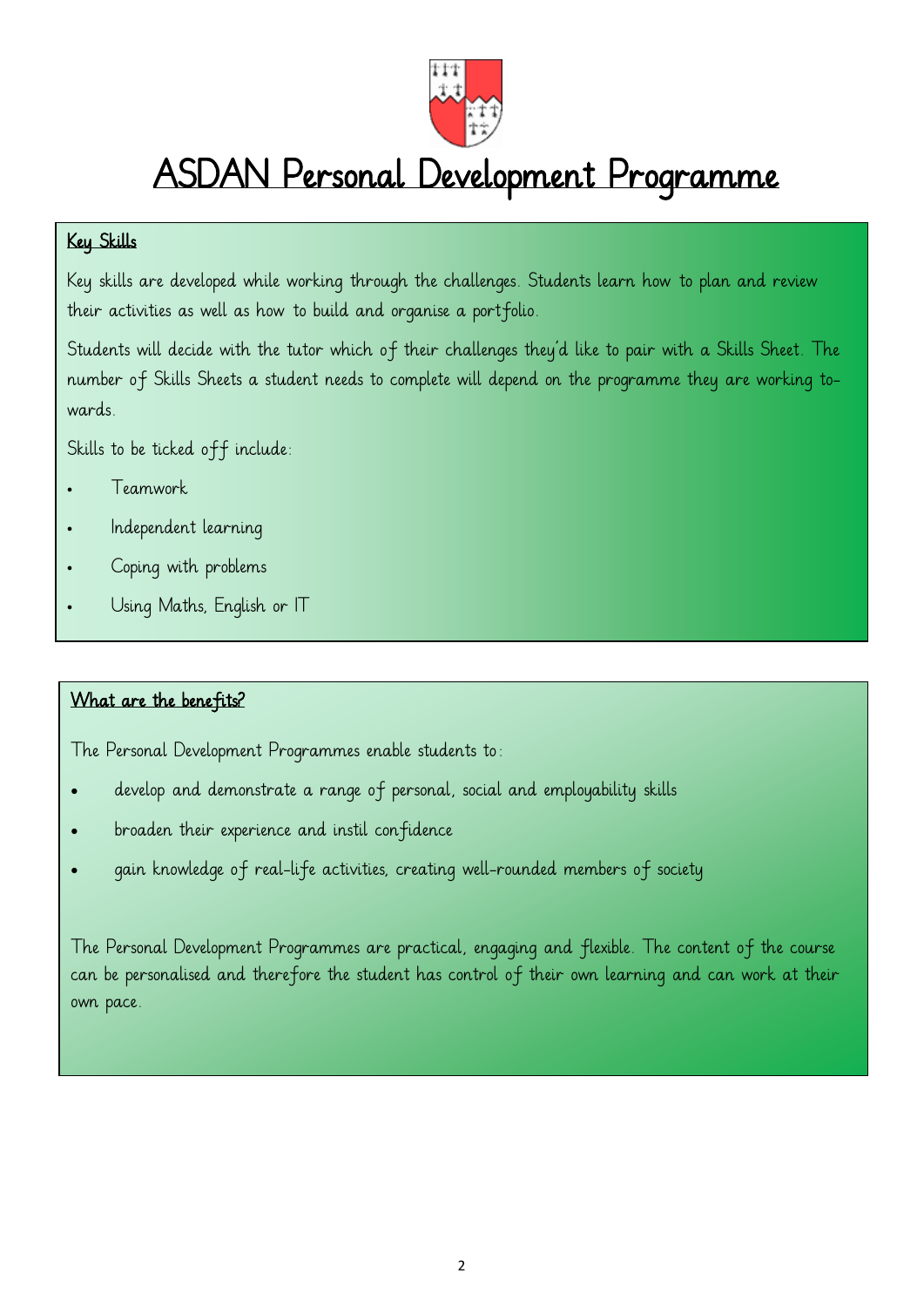# ASDAN Personal Development Programme

## Key Skills

Key skills are developed while working through the challenges. Students learn how to plan and review their activities as well as how to build and organise a portfolio.

Students will decide with the tutor which of their challenges they'd like to pair with a Skills Sheet. The number of Skills Sheets a student needs to complete will depend on the programme they are working towards.

Skills to be ticked off include:

- Teamwork
- Independent learning
- Coping with problems
- Using Maths, English or IT

## What are the benefits?

The Personal Development Programmes enable students to:

- develop and demonstrate a range of personal, social and employability skills
- broaden their experience and instil confidence
- gain knowledge of real-life activities, creating well-rounded members of society

The Personal Development Programmes are practical, engaging and flexible. The content of the course can be personalised and therefore the student has control of their own learning and can work at their own pace.